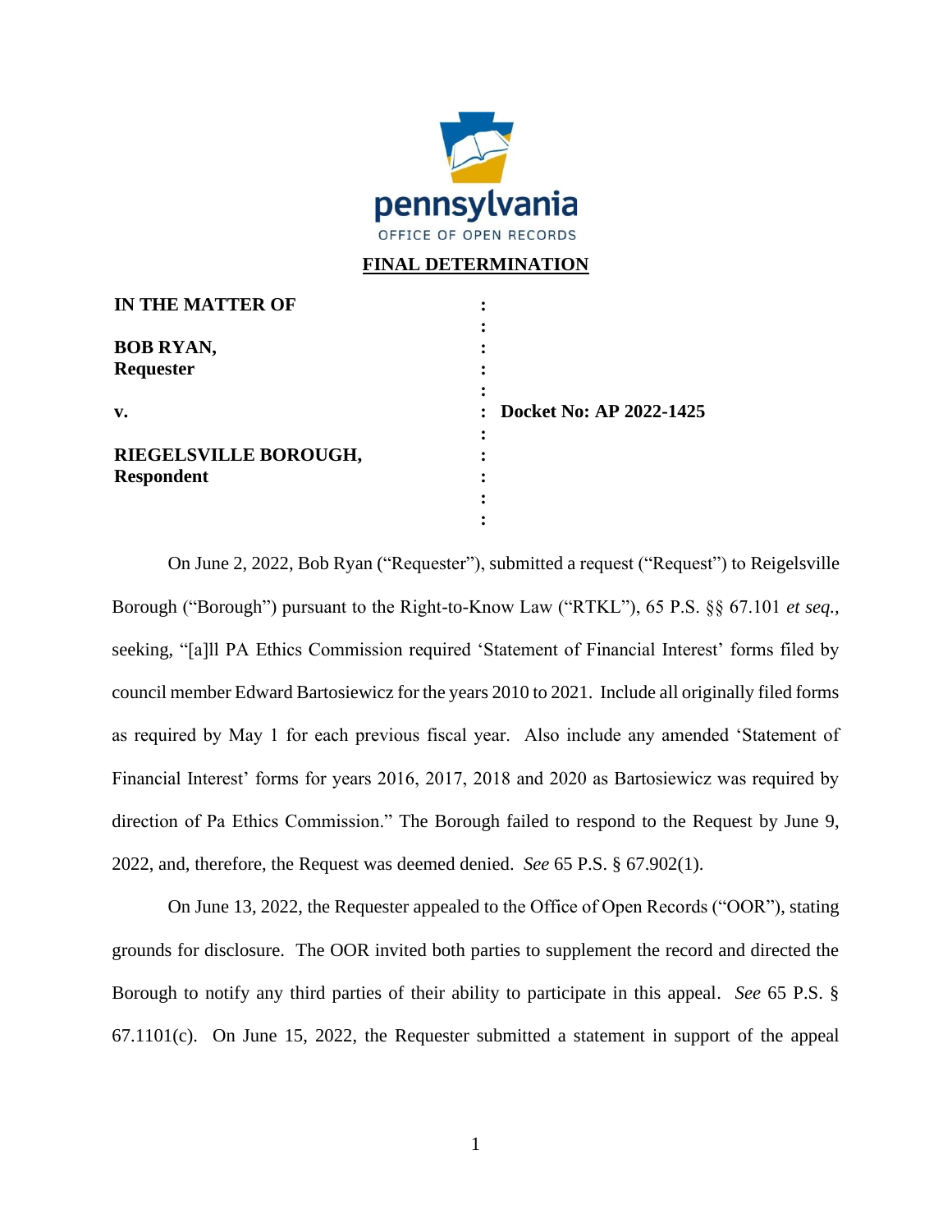pennsylvania
OFFICE OF OPEN RECORDS

# FINAL DETERMINATION

| | |
|---|---|
| **IN THE MATTER OF** | : |
| **BOB RYAN,** | : |
| **Requester** | : |
| **v.** | : **Docket No: AP 2022-1425** |
| **RIEGELSVILLE BOROUGH,** | : |
| **Respondent** | : |

On June 2, 2022, Bob Ryan ("Requester"), submitted a request ("Request") to Reigelsville Borough ("Borough") pursuant to the Right-to-Know Law ("RTKL"), 65 P.S. §§ 67.101 *et seq.*, seeking, "[a]ll PA Ethics Commission required 'Statement of Financial Interest' forms filed by council member Edward Bartosiewicz for the years 2010 to 2021. Include all originally filed forms as required by May 1 for each previous fiscal year. Also include any amended 'Statement of Financial Interest' forms for years 2016, 2017, 2018 and 2020 as Bartosiewicz was required by direction of Pa Ethics Commission." The Borough failed to respond to the Request by June 9, 2022, and, therefore, the Request was deemed denied. *See* 65 P.S. § 67.902(1).

On June 13, 2022, the Requester appealed to the Office of Open Records ("OOR"), stating grounds for disclosure. The OOR invited both parties to supplement the record and directed the Borough to notify any third parties of their ability to participate in this appeal. *See* 65 P.S. § 67.1101(c). On June 15, 2022, the Requester submitted a statement in support of the appeal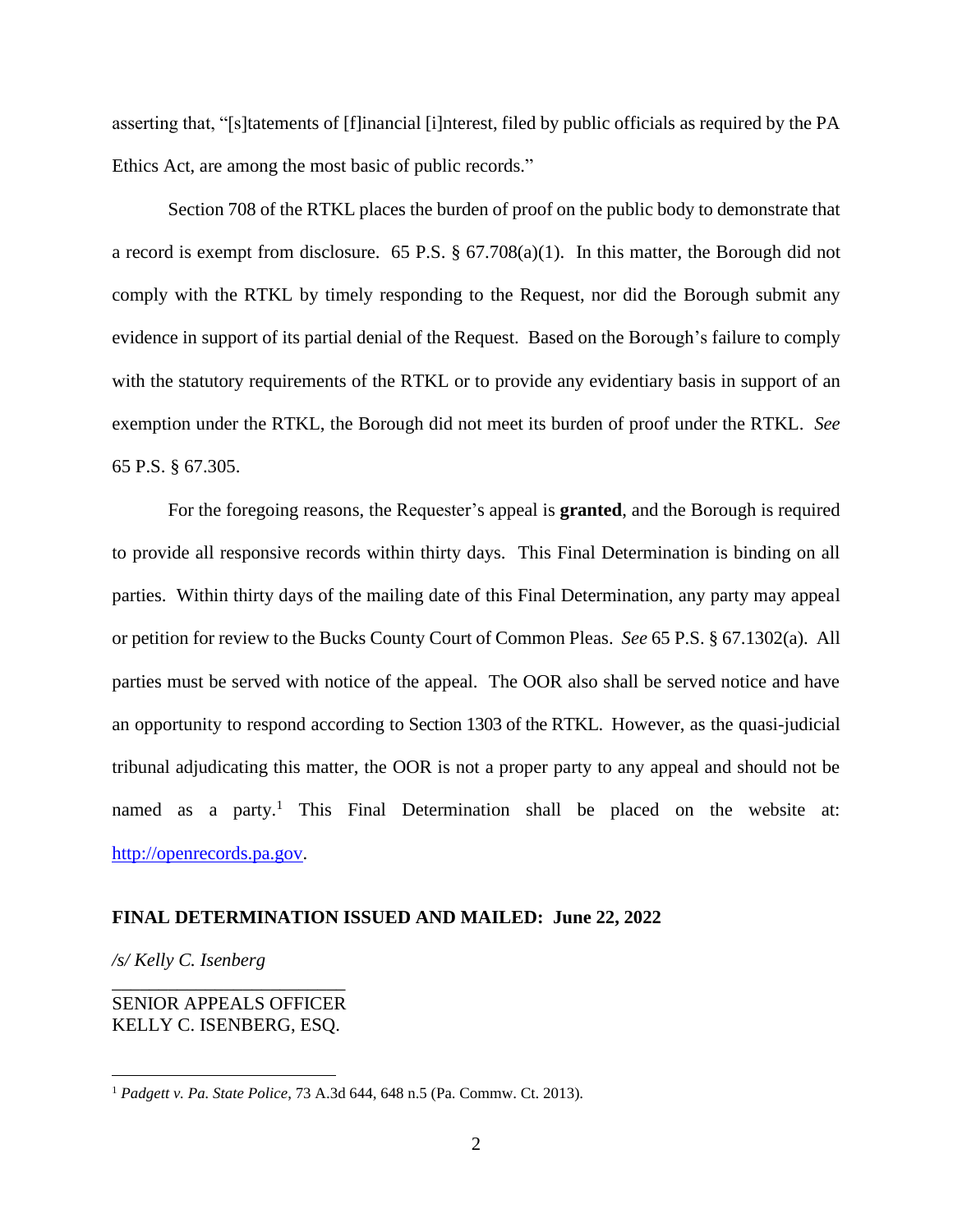asserting that, "[s]tatements of [f]inancial [i]nterest, filed by public officials as required by the PA Ethics Act, are among the most basic of public records."

Section 708 of the RTKL places the burden of proof on the public body to demonstrate that a record is exempt from disclosure. 65 P.S. § 67.708(a)(1). In this matter, the Borough did not comply with the RTKL by timely responding to the Request, nor did the Borough submit any evidence in support of its partial denial of the Request. Based on the Borough's failure to comply with the statutory requirements of the RTKL or to provide any evidentiary basis in support of an exemption under the RTKL, the Borough did not meet its burden of proof under the RTKL. *See* 65 P.S. § 67.305.

For the foregoing reasons, the Requester's appeal is **granted**, and the Borough is required to provide all responsive records within thirty days. This Final Determination is binding on all parties. Within thirty days of the mailing date of this Final Determination, any party may appeal or petition for review to the Bucks County Court of Common Pleas. *See* 65 P.S. § 67.1302(a). All parties must be served with notice of the appeal. The OOR also shall be served notice and have an opportunity to respond according to Section 1303 of the RTKL. However, as the quasi-judicial tribunal adjudicating this matter, the OOR is not a proper party to any appeal and should not be named as a party.[1] This Final Determination shall be placed on the website at: http://openrecords.pa.gov.

**FINAL DETERMINATION ISSUED AND MAILED: June 22, 2022**

*/s/ Kelly C. Isenberg*

SENIOR APPEALS OFFICER
KELLY C. ISENBERG, ESQ.

---

[1] *Padgett v. Pa. State Police*, 73 A.3d 644, 648 n.5 (Pa. Commw. Ct. 2013).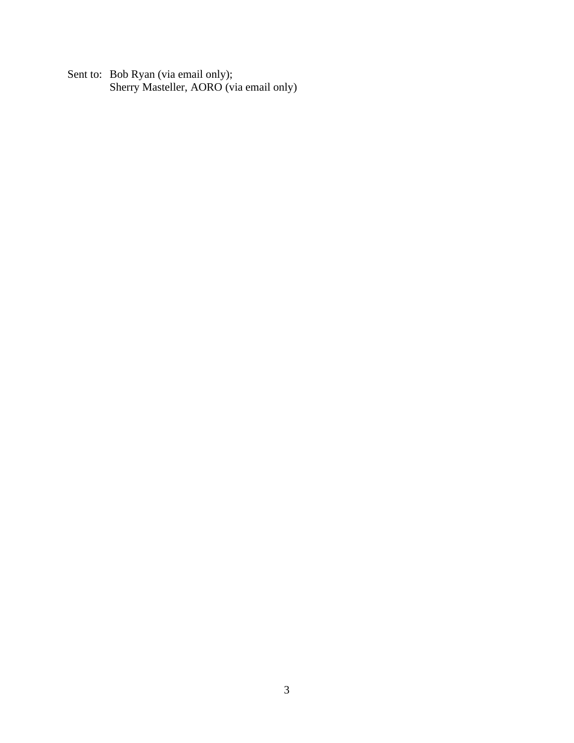Sent to: Bob Ryan (via email only);
Sherry Masteller, AORO (via email only)